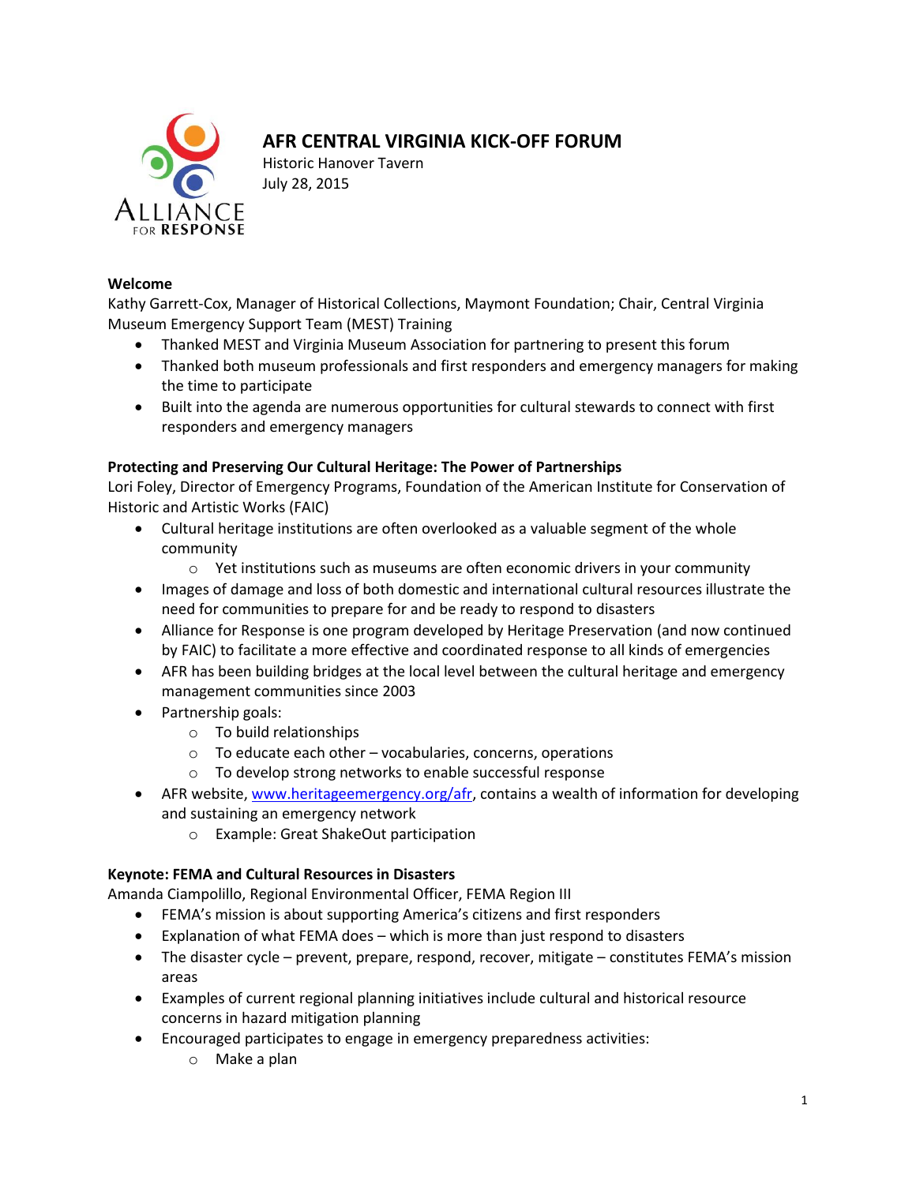# AFR CENTRAL VIRGINIA KICK-OFF FORUM

Historic Hanover Tavern
July 28, 2015

**Welcome**
Kathy Garrett-Cox, Manager of Historical Collections, Maymont Foundation; Chair, Central Virginia Museum Emergency Support Team (MEST) Training

- Thanked MEST and Virginia Museum Association for partnering to present this forum
- Thanked both museum professionals and first responders and emergency managers for making the time to participate
- Built into the agenda are numerous opportunities for cultural stewards to connect with first responders and emergency managers

**Protecting and Preserving Our Cultural Heritage: The Power of Partnerships**
Lori Foley, Director of Emergency Programs, Foundation of the American Institute for Conservation of Historic and Artistic Works (FAIC)

- Cultural heritage institutions are often overlooked as a valuable segment of the whole community
    - Yet institutions such as museums are often economic drivers in your community
- Images of damage and loss of both domestic and international cultural resources illustrate the need for communities to prepare for and be ready to respond to disasters
- Alliance for Response is one program developed by Heritage Preservation (and now continued by FAIC) to facilitate a more effective and coordinated response to all kinds of emergencies
- AFR has been building bridges at the local level between the cultural heritage and emergency management communities since 2003
- Partnership goals:
    - To build relationships
    - To educate each other – vocabularies, concerns, operations
    - To develop strong networks to enable successful response
- AFR website, www.heritageemergency.org/afr, contains a wealth of information for developing and sustaining an emergency network
    - Example: Great ShakeOut participation

**Keynote: FEMA and Cultural Resources in Disasters**
Amanda Ciampolillo, Regional Environmental Officer, FEMA Region III

- FEMA's mission is about supporting America's citizens and first responders
- Explanation of what FEMA does – which is more than just respond to disasters
- The disaster cycle – prevent, prepare, respond, recover, mitigate – constitutes FEMA's mission areas
- Examples of current regional planning initiatives include cultural and historical resource concerns in hazard mitigation planning
- Encouraged participates to engage in emergency preparedness activities:
    - Make a plan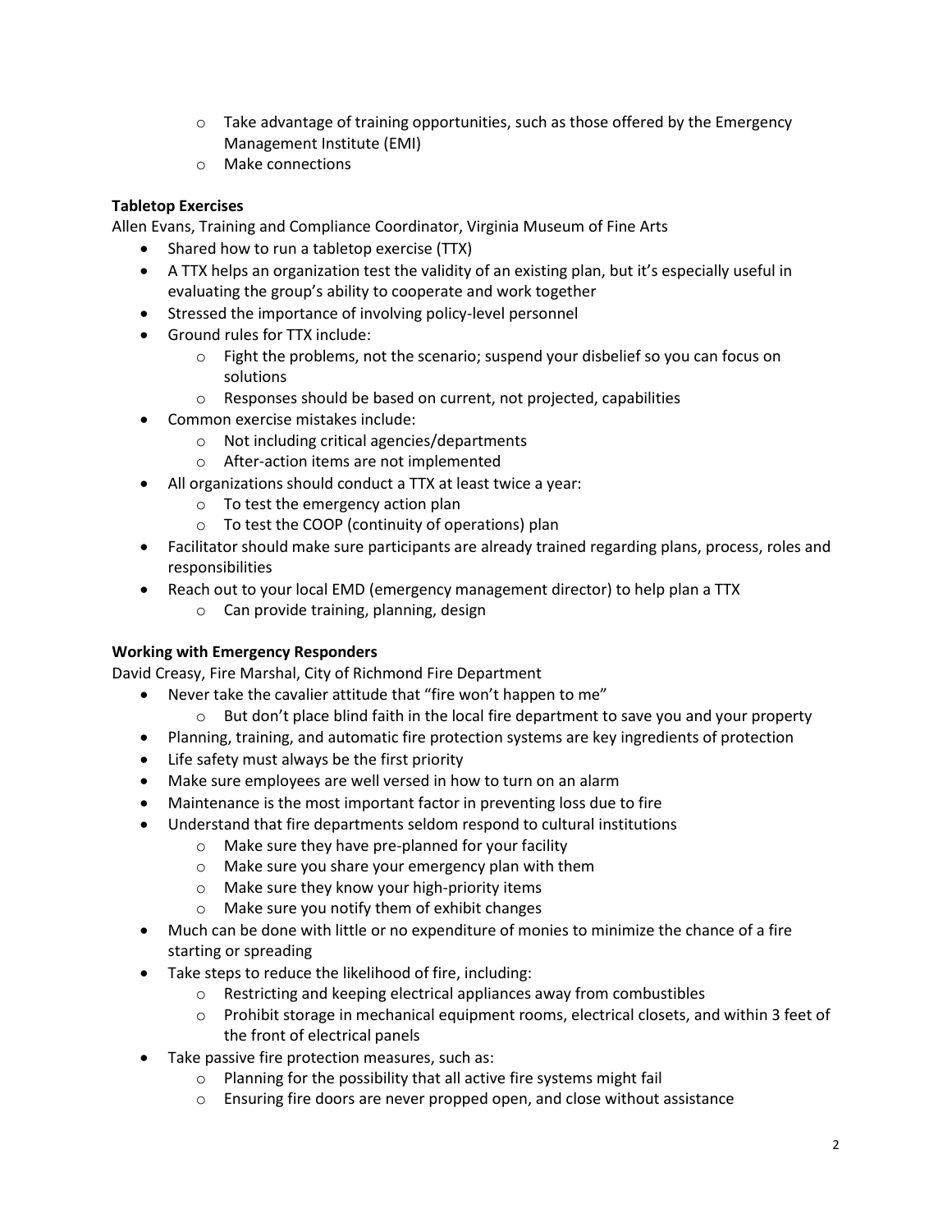- Take advantage of training opportunities, such as those offered by the Emergency Management Institute (EMI)
    - Make connections

**Tabletop Exercises**

Allen Evans, Training and Compliance Coordinator, Virginia Museum of Fine Arts

- Shared how to run a tabletop exercise (TTX)
- A TTX helps an organization test the validity of an existing plan, but it's especially useful in evaluating the group's ability to cooperate and work together
- Stressed the importance of involving policy-level personnel
- Ground rules for TTX include:
    - Fight the problems, not the scenario; suspend your disbelief so you can focus on solutions
    - Responses should be based on current, not projected, capabilities
- Common exercise mistakes include:
    - Not including critical agencies/departments
    - After-action items are not implemented
- All organizations should conduct a TTX at least twice a year:
    - To test the emergency action plan
    - To test the COOP (continuity of operations) plan
- Facilitator should make sure participants are already trained regarding plans, process, roles and responsibilities
- Reach out to your local EMD (emergency management director) to help plan a TTX
    - Can provide training, planning, design

**Working with Emergency Responders**

David Creasy, Fire Marshal, City of Richmond Fire Department

- Never take the cavalier attitude that "fire won't happen to me"
    - But don't place blind faith in the local fire department to save you and your property
- Planning, training, and automatic fire protection systems are key ingredients of protection
- Life safety must always be the first priority
- Make sure employees are well versed in how to turn on an alarm
- Maintenance is the most important factor in preventing loss due to fire
- Understand that fire departments seldom respond to cultural institutions
    - Make sure they have pre-planned for your facility
    - Make sure you share your emergency plan with them
    - Make sure they know your high-priority items
    - Make sure you notify them of exhibit changes
- Much can be done with little or no expenditure of monies to minimize the chance of a fire starting or spreading
- Take steps to reduce the likelihood of fire, including:
    - Restricting and keeping electrical appliances away from combustibles
    - Prohibit storage in mechanical equipment rooms, electrical closets, and within 3 feet of the front of electrical panels
- Take passive fire protection measures, such as:
    - Planning for the possibility that all active fire systems might fail
    - Ensuring fire doors are never propped open, and close without assistance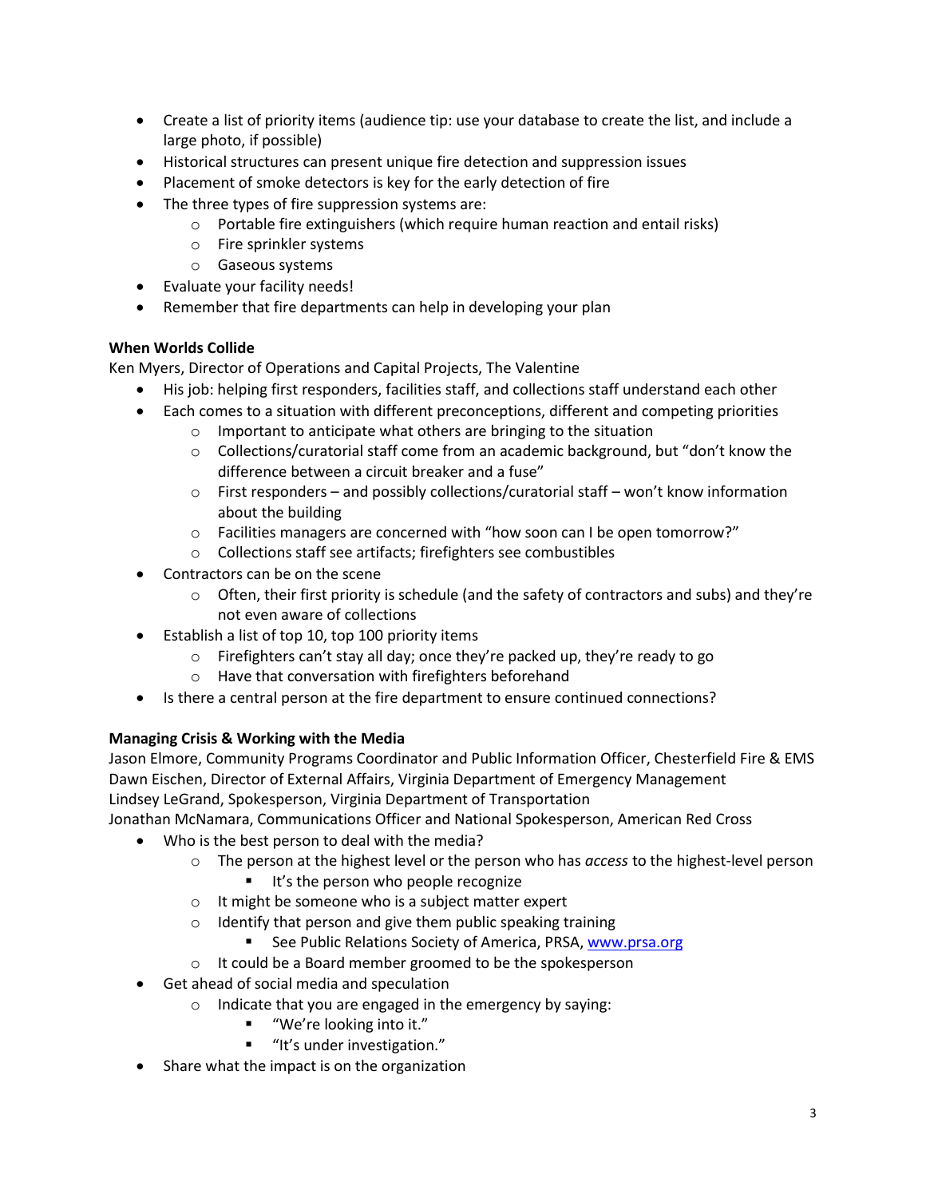- Create a list of priority items (audience tip: use your database to create the list, and include a large photo, if possible)
- Historical structures can present unique fire detection and suppression issues
- Placement of smoke detectors is key for the early detection of fire
- The three types of fire suppression systems are:
    - Portable fire extinguishers (which require human reaction and entail risks)
    - Fire sprinkler systems
    - Gaseous systems
- Evaluate your facility needs!
- Remember that fire departments can help in developing your plan

**When Worlds Collide**

Ken Myers, Director of Operations and Capital Projects, The Valentine

- His job: helping first responders, facilities staff, and collections staff understand each other
- Each comes to a situation with different preconceptions, different and competing priorities
    - Important to anticipate what others are bringing to the situation
    - Collections/curatorial staff come from an academic background, but "don't know the difference between a circuit breaker and a fuse"
    - First responders – and possibly collections/curatorial staff – won't know information about the building
    - Facilities managers are concerned with "how soon can I be open tomorrow?"
    - Collections staff see artifacts; firefighters see combustibles
- Contractors can be on the scene
    - Often, their first priority is schedule (and the safety of contractors and subs) and they're not even aware of collections
- Establish a list of top 10, top 100 priority items
    - Firefighters can't stay all day; once they're packed up, they're ready to go
    - Have that conversation with firefighters beforehand
- Is there a central person at the fire department to ensure continued connections?

**Managing Crisis & Working with the Media**

Jason Elmore, Community Programs Coordinator and Public Information Officer, Chesterfield Fire & EMS
Dawn Eischen, Director of External Affairs, Virginia Department of Emergency Management
Lindsey LeGrand, Spokesperson, Virginia Department of Transportation
Jonathan McNamara, Communications Officer and National Spokesperson, American Red Cross

- Who is the best person to deal with the media?
    - The person at the highest level or the person who has *access* to the highest-level person
        - It's the person who people recognize
    - It might be someone who is a subject matter expert
    - Identify that person and give them public speaking training
        - See Public Relations Society of America, PRSA, [www.prsa.org](www.prsa.org)
    - It could be a Board member groomed to be the spokesperson
- Get ahead of social media and speculation
    - Indicate that you are engaged in the emergency by saying:
        - "We're looking into it."
        - "It's under investigation."
- Share what the impact is on the organization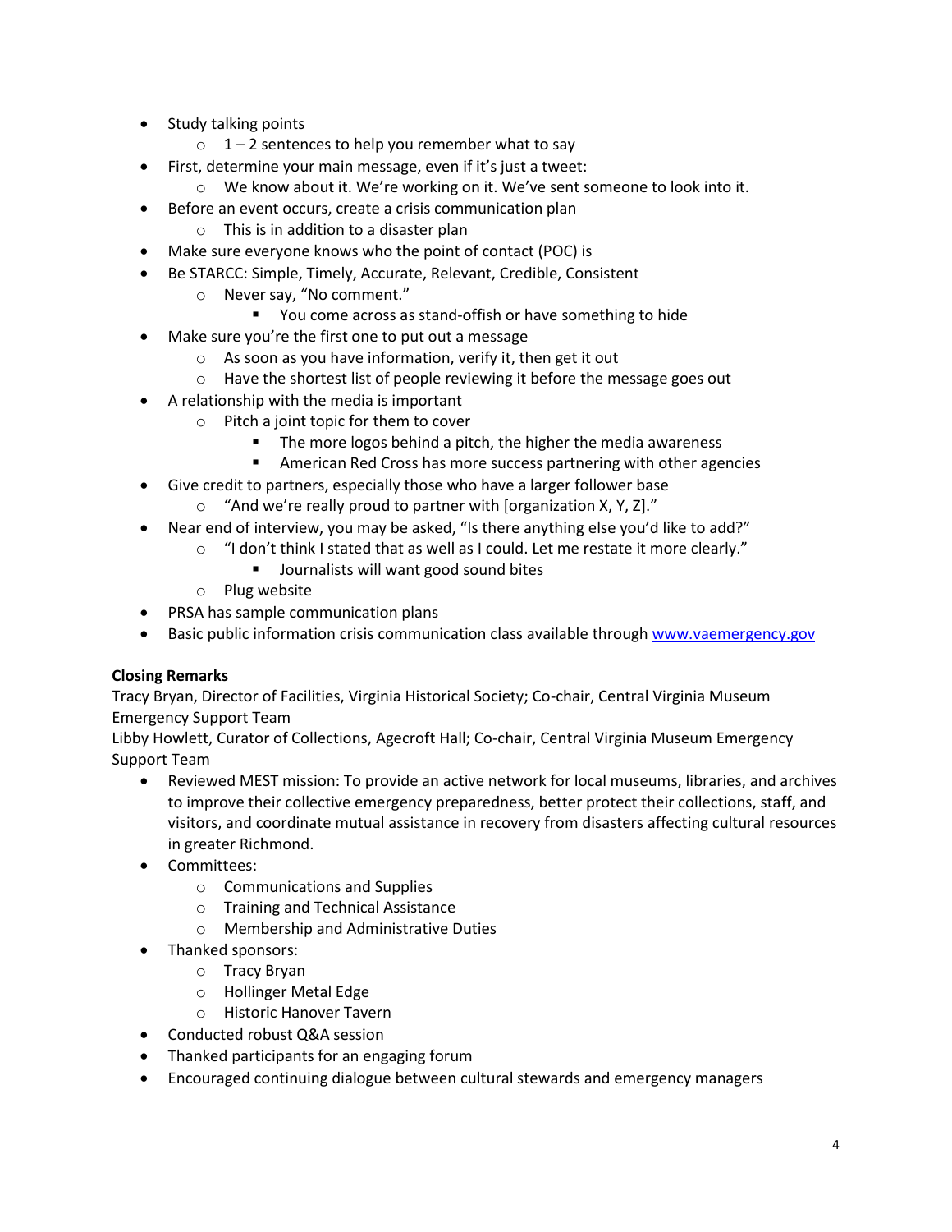- Study talking points
  - 1 – 2 sentences to help you remember what to say
- First, determine your main message, even if it's just a tweet:
  - We know about it. We're working on it. We've sent someone to look into it.
- Before an event occurs, create a crisis communication plan
  - This is in addition to a disaster plan
- Make sure everyone knows who the point of contact (POC) is
- Be STARCC: Simple, Timely, Accurate, Relevant, Credible, Consistent
  - Never say, "No comment."
    - You come across as stand-offish or have something to hide
- Make sure you're the first one to put out a message
  - As soon as you have information, verify it, then get it out
  - Have the shortest list of people reviewing it before the message goes out
- A relationship with the media is important
  - Pitch a joint topic for them to cover
    - The more logos behind a pitch, the higher the media awareness
    - American Red Cross has more success partnering with other agencies
- Give credit to partners, especially those who have a larger follower base
  - "And we're really proud to partner with [organization X, Y, Z]."
- Near end of interview, you may be asked, "Is there anything else you'd like to add?"
  - "I don't think I stated that as well as I could. Let me restate it more clearly."
    - Journalists will want good sound bites
  - Plug website
- PRSA has sample communication plans
- Basic public information crisis communication class available through [www.vaemergency.gov](http://www.vaemergency.gov)

**Closing Remarks**

Tracy Bryan, Director of Facilities, Virginia Historical Society; Co-chair, Central Virginia Museum Emergency Support Team
Libby Howlett, Curator of Collections, Agecroft Hall; Co-chair, Central Virginia Museum Emergency Support Team

- Reviewed MEST mission: To provide an active network for local museums, libraries, and archives to improve their collective emergency preparedness, better protect their collections, staff, and visitors, and coordinate mutual assistance in recovery from disasters affecting cultural resources in greater Richmond.
- Committees:
  - Communications and Supplies
  - Training and Technical Assistance
  - Membership and Administrative Duties
- Thanked sponsors:
  - Tracy Bryan
  - Hollinger Metal Edge
  - Historic Hanover Tavern
- Conducted robust Q&A session
- Thanked participants for an engaging forum
- Encouraged continuing dialogue between cultural stewards and emergency managers